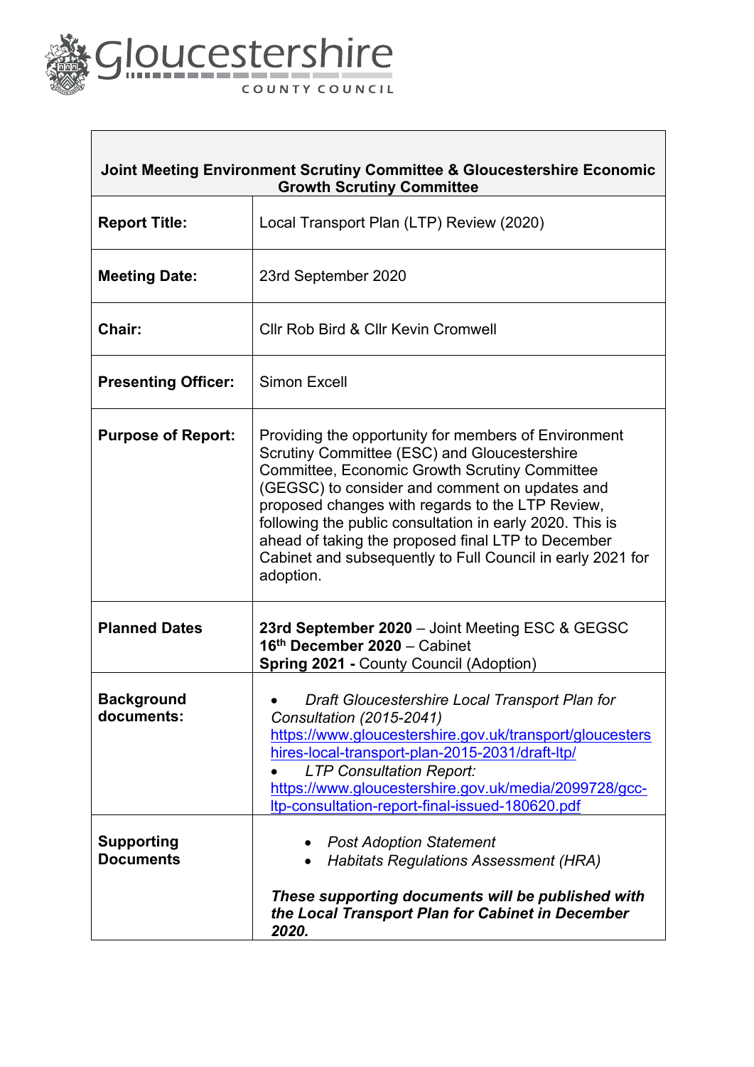Gloucestershire
COUNTY COUNCIL

| Joint Meeting Environment Scrutiny Committee & Gloucestershire Economic Growth Scrutiny Committee | |
| --- | --- |
| **Report Title:** | Local Transport Plan (LTP) Review (2020) |
| **Meeting Date:** | 23rd September 2020 |
| **Chair:** | Cllr Rob Bird & Cllr Kevin Cromwell |
| **Presenting Officer:** | Simon Excell |
| **Purpose of Report:** | Providing the opportunity for members of Environment Scrutiny Committee (ESC) and Gloucestershire Committee, Economic Growth Scrutiny Committee (GEGSC) to consider and comment on updates and proposed changes with regards to the LTP Review, following the public consultation in early 2020. This is ahead of taking the proposed final LTP to December Cabinet and subsequently to Full Council in early 2021 for adoption. |
| **Planned Dates** | **23rd September 2020** – Joint Meeting ESC & GEGSC<br>**16th December 2020** – Cabinet<br>**Spring 2021 -** County Council (Adoption) |
| **Background documents:** | • *Draft Gloucestershire Local Transport Plan for Consultation (2015-2041)* https://www.gloucestershire.gov.uk/transport/gloucestershires-local-transport-plan-2015-2031/draft-ltp/<br>• *LTP Consultation Report:* https://www.gloucestershire.gov.uk/media/2099728/gcc-ltp-consultation-report-final-issued-180620.pdf |
| **Supporting Documents** | • *Post Adoption Statement*<br>• *Habitats Regulations Assessment (HRA)*<br><br>***These supporting documents will be published with the Local Transport Plan for Cabinet in December 2020.*** |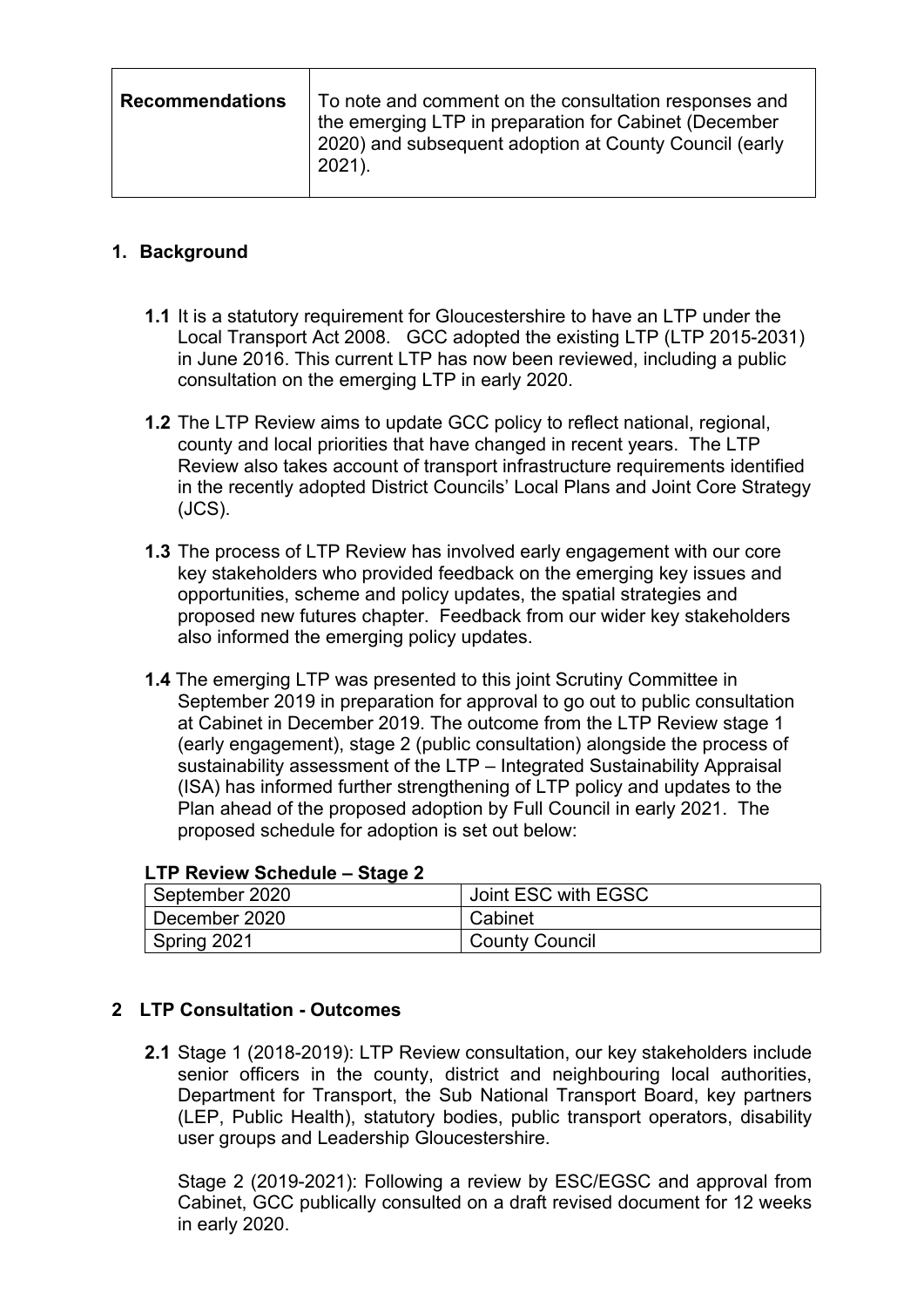| **Recommendations** | To note and comment on the consultation responses and the emerging LTP in preparation for Cabinet (December 2020) and subsequent adoption at County Council (early 2021). |
|---|---|

## 1. Background

**1.1** It is a statutory requirement for Gloucestershire to have an LTP under the Local Transport Act 2008. GCC adopted the existing LTP (LTP 2015-2031) in June 2016. This current LTP has now been reviewed, including a public consultation on the emerging LTP in early 2020.

**1.2** The LTP Review aims to update GCC policy to reflect national, regional, county and local priorities that have changed in recent years. The LTP Review also takes account of transport infrastructure requirements identified in the recently adopted District Councils' Local Plans and Joint Core Strategy (JCS).

**1.3** The process of LTP Review has involved early engagement with our core key stakeholders who provided feedback on the emerging key issues and opportunities, scheme and policy updates, the spatial strategies and proposed new futures chapter. Feedback from our wider key stakeholders also informed the emerging policy updates.

**1.4** The emerging LTP was presented to this joint Scrutiny Committee in September 2019 in preparation for approval to go out to public consultation at Cabinet in December 2019. The outcome from the LTP Review stage 1 (early engagement), stage 2 (public consultation) alongside the process of sustainability assessment of the LTP – Integrated Sustainability Appraisal (ISA) has informed further strengthening of LTP policy and updates to the Plan ahead of the proposed adoption by Full Council in early 2021. The proposed schedule for adoption is set out below:

**LTP Review Schedule – Stage 2**

| | |
|---|---|
| September 2020 | Joint ESC with EGSC |
| December 2020 | Cabinet |
| Spring 2021 | County Council |

## 2 LTP Consultation - Outcomes

**2.1** Stage 1 (2018-2019): LTP Review consultation, our key stakeholders include senior officers in the county, district and neighbouring local authorities, Department for Transport, the Sub National Transport Board, key partners (LEP, Public Health), statutory bodies, public transport operators, disability user groups and Leadership Gloucestershire.

Stage 2 (2019-2021): Following a review by ESC/EGSC and approval from Cabinet, GCC publically consulted on a draft revised document for 12 weeks in early 2020.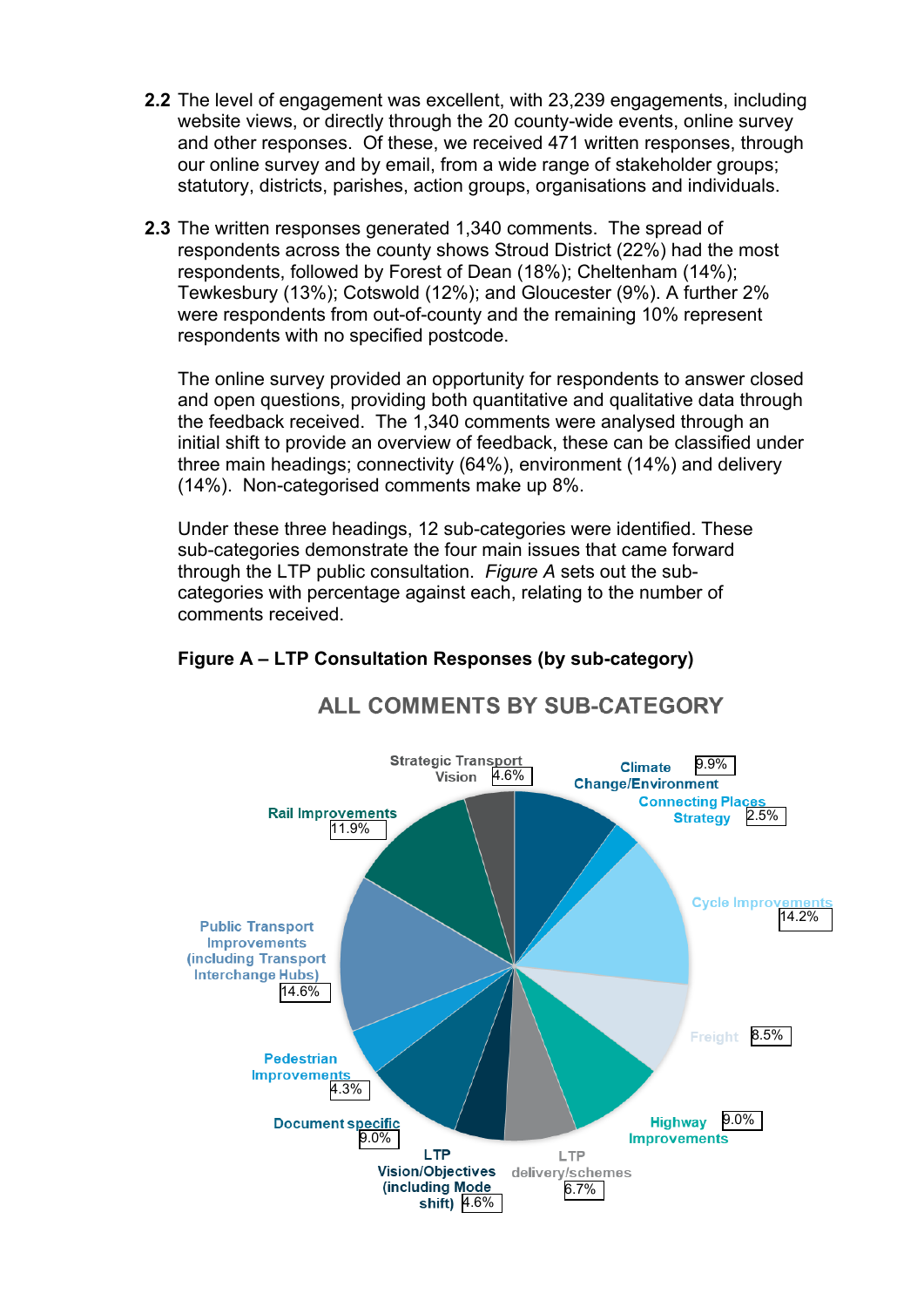**2.2** The level of engagement was excellent, with 23,239 engagements, including website views, or directly through the 20 county-wide events, online survey and other responses. Of these, we received 471 written responses, through our online survey and by email, from a wide range of stakeholder groups; statutory, districts, parishes, action groups, organisations and individuals.

**2.3** The written responses generated 1,340 comments. The spread of respondents across the county shows Stroud District (22%) had the most respondents, followed by Forest of Dean (18%); Cheltenham (14%); Tewkesbury (13%); Cotswold (12%); and Gloucester (9%). A further 2% were respondents from out-of-county and the remaining 10% represent respondents with no specified postcode.

The online survey provided an opportunity for respondents to answer closed and open questions, providing both quantitative and qualitative data through the feedback received. The 1,340 comments were analysed through an initial shift to provide an overview of feedback, these can be classified under three main headings; connectivity (64%), environment (14%) and delivery (14%). Non-categorised comments make up 8%.

Under these three headings, 12 sub-categories were identified. These sub-categories demonstrate the four main issues that came forward through the LTP public consultation. *Figure A* sets out the sub-categories with percentage against each, relating to the number of comments received.

**Figure A – LTP Consultation Responses (by sub-category)**

ALL COMMENTS BY SUB-CATEGORY

| Sub-category | Percentage |
|---|---|
| Climate Change/Environment | 9.9% |
| Connecting Places Strategy | 2.5% |
| Cycle Improvements | 14.2% |
| Freight | 8.5% |
| Highway Improvements | 9.0% |
| LTP delivery/schemes | 6.7% |
| LTP Vision/Objectives (including Mode shift) | 4.6% |
| Document specific | 9.0% |
| Pedestrian Improvements | 4.3% |
| Public Transport Improvements (including Transport Interchange Hubs) | 14.6% |
| Rail Improvements | 11.9% |
| Strategic Transport Vision | 4.6% |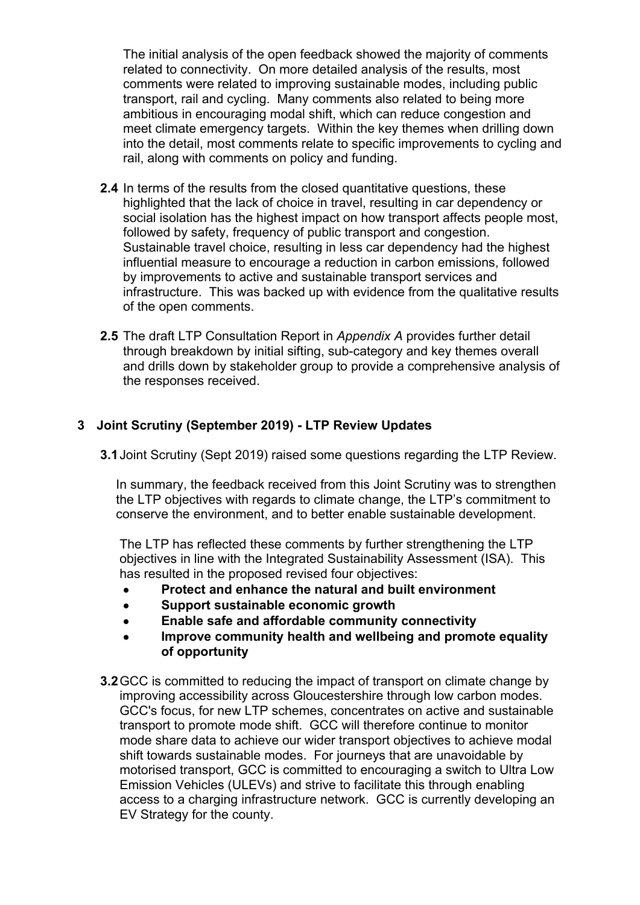The initial analysis of the open feedback showed the majority of comments related to connectivity. On more detailed analysis of the results, most comments were related to improving sustainable modes, including public transport, rail and cycling. Many comments also related to being more ambitious in encouraging modal shift, which can reduce congestion and meet climate emergency targets. Within the key themes when drilling down into the detail, most comments relate to specific improvements to cycling and rail, along with comments on policy and funding.

**2.4** In terms of the results from the closed quantitative questions, these highlighted that the lack of choice in travel, resulting in car dependency or social isolation has the highest impact on how transport affects people most, followed by safety, frequency of public transport and congestion. Sustainable travel choice, resulting in less car dependency had the highest influential measure to encourage a reduction in carbon emissions, followed by improvements to active and sustainable transport services and infrastructure. This was backed up with evidence from the qualitative results of the open comments.

**2.5** The draft LTP Consultation Report in *Appendix A* provides further detail through breakdown by initial sifting, sub-category and key themes overall and drills down by stakeholder group to provide a comprehensive analysis of the responses received.

## 3 Joint Scrutiny (September 2019) - LTP Review Updates

**3.1** Joint Scrutiny (Sept 2019) raised some questions regarding the LTP Review.

In summary, the feedback received from this Joint Scrutiny was to strengthen the LTP objectives with regards to climate change, the LTP's commitment to conserve the environment, and to better enable sustainable development.

The LTP has reflected these comments by further strengthening the LTP objectives in line with the Integrated Sustainability Assessment (ISA). This has resulted in the proposed revised four objectives:

- **Protect and enhance the natural and built environment**
- **Support sustainable economic growth**
- **Enable safe and affordable community connectivity**
- **Improve community health and wellbeing and promote equality of opportunity**

**3.2** GCC is committed to reducing the impact of transport on climate change by improving accessibility across Gloucestershire through low carbon modes. GCC's focus, for new LTP schemes, concentrates on active and sustainable transport to promote mode shift. GCC will therefore continue to monitor mode share data to achieve our wider transport objectives to achieve modal shift towards sustainable modes. For journeys that are unavoidable by motorised transport, GCC is committed to encouraging a switch to Ultra Low Emission Vehicles (ULEVs) and strive to facilitate this through enabling access to a charging infrastructure network. GCC is currently developing an EV Strategy for the county.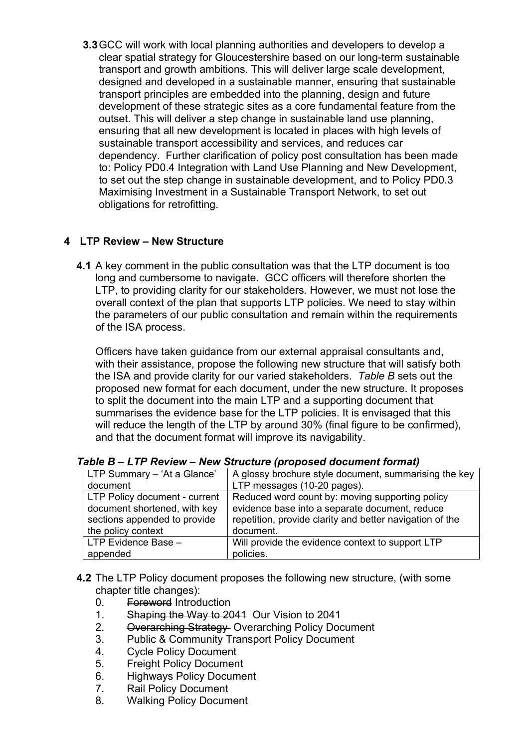**3.3** GCC will work with local planning authorities and developers to develop a clear spatial strategy for Gloucestershire based on our long-term sustainable transport and growth ambitions. This will deliver large scale development, designed and developed in a sustainable manner, ensuring that sustainable transport principles are embedded into the planning, design and future development of these strategic sites as a core fundamental feature from the outset. This will deliver a step change in sustainable land use planning, ensuring that all new development is located in places with high levels of sustainable transport accessibility and services, and reduces car dependency. Further clarification of policy post consultation has been made to: Policy PD0.4 Integration with Land Use Planning and New Development, to set out the step change in sustainable development, and to Policy PD0.3 Maximising Investment in a Sustainable Transport Network, to set out obligations for retrofitting.

## 4 LTP Review – New Structure

**4.1** A key comment in the public consultation was that the LTP document is too long and cumbersome to navigate. GCC officers will therefore shorten the LTP, to providing clarity for our stakeholders. However, we must not lose the overall context of the plan that supports LTP policies. We need to stay within the parameters of our public consultation and remain within the requirements of the ISA process.

Officers have taken guidance from our external appraisal consultants and, with their assistance, propose the following new structure that will satisfy both the ISA and provide clarity for our varied stakeholders. *Table B* sets out the proposed new format for each document, under the new structure. It proposes to split the document into the main LTP and a supporting document that summarises the evidence base for the LTP policies. It is envisaged that this will reduce the length of the LTP by around 30% (final figure to be confirmed), and that the document format will improve its navigability.

***Table B – LTP Review – New Structure (proposed document format)***

| | |
|---|---|
| LTP Summary – 'At a Glance' document | A glossy brochure style document, summarising the key LTP messages (10-20 pages). |
| LTP Policy document - current document shortened, with key sections appended to provide the policy context | Reduced word count by: moving supporting policy evidence base into a separate document, reduce repetition, provide clarity and better navigation of the document. |
| LTP Evidence Base – appended | Will provide the evidence context to support LTP policies. |

**4.2** The LTP Policy document proposes the following new structure, (with some chapter title changes):

0. ~~Foreword~~ Introduction
1. ~~Shaping the Way to 2041~~ Our Vision to 2041
2. ~~Overarching Strategy~~ Overarching Policy Document
3. Public & Community Transport Policy Document
4. Cycle Policy Document
5. Freight Policy Document
6. Highways Policy Document
7. Rail Policy Document
8. Walking Policy Document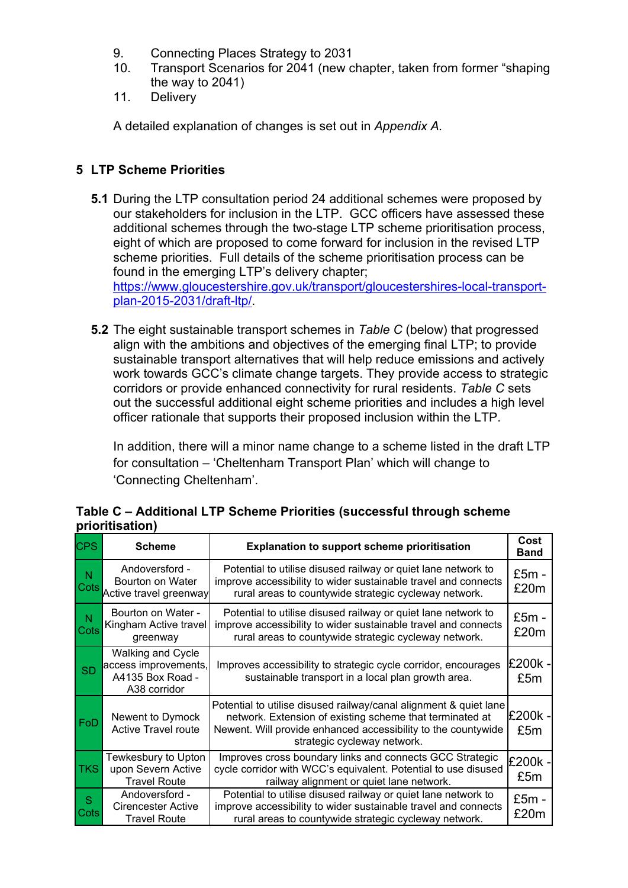9. Connecting Places Strategy to 2031
10. Transport Scenarios for 2041 (new chapter, taken from former "shaping the way to 2041)
11. Delivery

A detailed explanation of changes is set out in *Appendix A.*

## 5 LTP Scheme Priorities

**5.1** During the LTP consultation period 24 additional schemes were proposed by our stakeholders for inclusion in the LTP. GCC officers have assessed these additional schemes through the two-stage LTP scheme prioritisation process, eight of which are proposed to come forward for inclusion in the revised LTP scheme priorities. Full details of the scheme prioritisation process can be found in the emerging LTP's delivery chapter; [https://www.gloucestershire.gov.uk/transport/gloucestershires-local-transport-plan-2015-2031/draft-ltp/](https://www.gloucestershire.gov.uk/transport/gloucestershires-local-transport-plan-2015-2031/draft-ltp/).

**5.2** The eight sustainable transport schemes in *Table C* (below) that progressed align with the ambitions and objectives of the emerging final LTP; to provide sustainable transport alternatives that will help reduce emissions and actively work towards GCC's climate change targets. They provide access to strategic corridors or provide enhanced connectivity for rural residents. *Table C* sets out the successful additional eight scheme priorities and includes a high level officer rationale that supports their proposed inclusion within the LTP.

In addition, there will a minor name change to a scheme listed in the draft LTP for consultation – 'Cheltenham Transport Plan' which will change to 'Connecting Cheltenham'.

**Table C – Additional LTP Scheme Priorities (successful through scheme prioritisation)**

| CPS | Scheme | Explanation to support scheme prioritisation | Cost Band |
|---|---|---|---|
| N Cots | Andoversford - Bourton on Water Active travel greenway | Potential to utilise disused railway or quiet lane network to improve accessibility to wider sustainable travel and connects rural areas to countywide strategic cycleway network. | £5m - £20m |
| N Cots | Bourton on Water - Kingham Active travel greenway | Potential to utilise disused railway or quiet lane network to improve accessibility to wider sustainable travel and connects rural areas to countywide strategic cycleway network. | £5m - £20m |
| SD | Walking and Cycle access improvements, A4135 Box Road - A38 corridor | Improves accessibility to strategic cycle corridor, encourages sustainable transport in a local plan growth area. | £200k - £5m |
| FoD | Newent to Dymock Active Travel route | Potential to utilise disused railway/canal alignment & quiet lane network. Extension of existing scheme that terminated at Newent. Will provide enhanced accessibility to the countywide strategic cycleway network. | £200k - £5m |
| TKS | Tewkesbury to Upton upon Severn Active Travel Route | Improves cross boundary links and connects GCC Strategic cycle corridor with WCC's equivalent. Potential to use disused railway alignment or quiet lane network. | £200k - £5m |
| S Cots | Andoversford - Cirencester Active Travel Route | Potential to utilise disused railway or quiet lane network to improve accessibility to wider sustainable travel and connects rural areas to countywide strategic cycleway network. | £5m - £20m |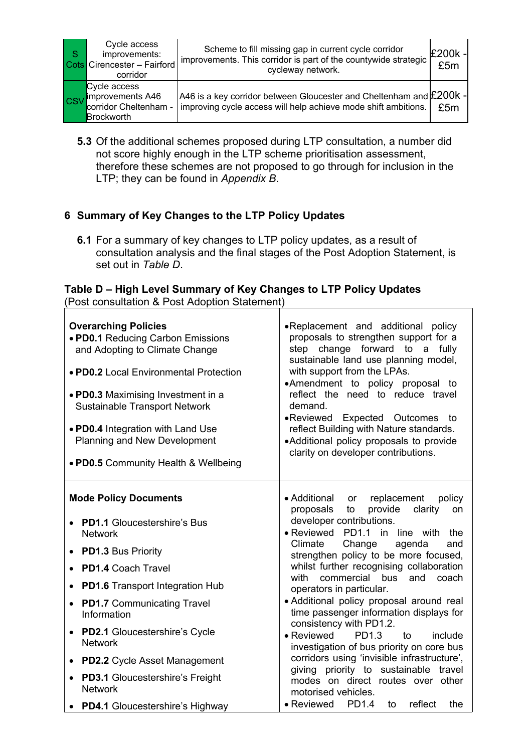| S Cots | Cycle access improvements: Cirencester – Fairford corridor | Scheme to fill missing gap in current cycle corridor improvements. This corridor is part of the countywide strategic cycleway network. | £200k - £5m |
|---|---|---|---|
| CSV | Cycle access improvements A46 corridor Cheltenham - Brockworth | A46 is a key corridor between Gloucester and Cheltenham and improving cycle access will help achieve mode shift ambitions. | £200k - £5m |

**5.3** Of the additional schemes proposed during LTP consultation, a number did not score highly enough in the LTP scheme prioritisation assessment, therefore these schemes are not proposed to go through for inclusion in the LTP; they can be found in *Appendix B*.

## 6 Summary of Key Changes to the LTP Policy Updates

**6.1** For a summary of key changes to LTP policy updates, as a result of consultation analysis and the final stages of the Post Adoption Statement, is set out in *Table D*.

**Table D – High Level Summary of Key Changes to LTP Policy Updates**
(Post consultation & Post Adoption Statement)

| | |
|---|---|
| **Overarching Policies**<br>• **PD0.1** Reducing Carbon Emissions and Adopting to Climate Change<br>• **PD0.2** Local Environmental Protection<br>• **PD0.3** Maximising Investment in a Sustainable Transport Network<br>• **PD0.4** Integration with Land Use Planning and New Development<br>• **PD0.5** Community Health & Wellbeing | • Replacement and additional policy proposals to strengthen support for a step change forward to a fully sustainable land use planning model, with support from the LPAs.<br>• Amendment to policy proposal to reflect the need to reduce travel demand.<br>• Reviewed Expected Outcomes to reflect Building with Nature standards.<br>• Additional policy proposals to provide clarity on developer contributions. |
| **Mode Policy Documents**<br>• **PD1.1** Gloucestershire's Bus Network<br>• **PD1.3** Bus Priority<br>• **PD1.4** Coach Travel<br>• **PD1.6** Transport Integration Hub<br>• **PD1.7** Communicating Travel Information<br>• **PD2.1** Gloucestershire's Cycle Network<br>• **PD2.2** Cycle Asset Management<br>• **PD3.1** Gloucestershire's Freight Network<br>• **PD4.1** Gloucestershire's Highway | • Additional or replacement policy proposals to provide clarity on developer contributions.<br>• Reviewed PD1.1 in line with the Climate Change agenda and strengthen policy to be more focused, whilst further recognising collaboration with commercial bus and coach operators in particular.<br>• Additional policy proposal around real time passenger information displays for consistency with PD1.2.<br>• Reviewed PD1.3 to include investigation of bus priority on core bus corridors using 'invisible infrastructure', giving priority to sustainable travel modes on direct routes over other motorised vehicles.<br>• Reviewed PD1.4 to reflect the |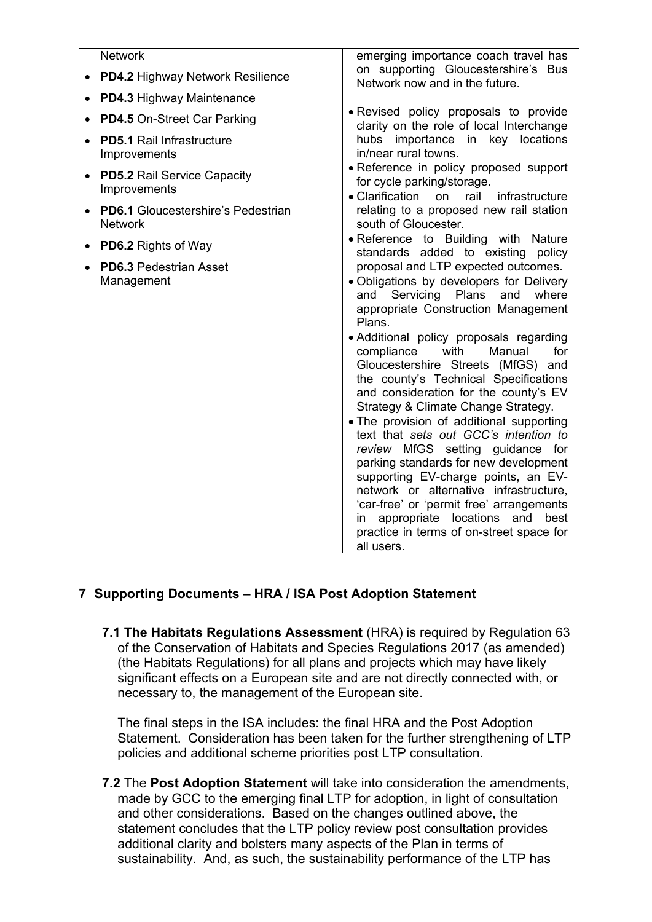| | |
|---|---|
| Network<br>• **PD4.2** Highway Network Resilience<br>• **PD4.3** Highway Maintenance<br>• **PD4.5** On-Street Car Parking<br>• **PD5.1** Rail Infrastructure Improvements<br>• **PD5.2** Rail Service Capacity Improvements<br>• **PD6.1** Gloucestershire's Pedestrian Network<br>• **PD6.2** Rights of Way<br>• **PD6.3** Pedestrian Asset Management | emerging importance coach travel has on supporting Gloucestershire's Bus Network now and in the future.<br>• Revised policy proposals to provide clarity on the role of local Interchange hubs importance in key locations in/near rural towns.<br>• Reference in policy proposed support for cycle parking/storage.<br>• Clarification on rail infrastructure relating to a proposed new rail station south of Gloucester.<br>• Reference to Building with Nature standards added to existing policy proposal and LTP expected outcomes.<br>• Obligations by developers for Delivery and Servicing Plans and where appropriate Construction Management Plans.<br>• Additional policy proposals regarding compliance with Manual for Gloucestershire Streets (MfGS) and the county's Technical Specifications and consideration for the county's EV Strategy & Climate Change Strategy.<br>• The provision of additional supporting text that *sets out GCC's intention to review* MfGS setting guidance for parking standards for new development supporting EV-charge points, an EV-network or alternative infrastructure, 'car-free' or 'permit free' arrangements in appropriate locations and best practice in terms of on-street space for all users. |

## 7 Supporting Documents – HRA / ISA Post Adoption Statement

**7.1 The Habitats Regulations Assessment** (HRA) is required by Regulation 63 of the Conservation of Habitats and Species Regulations 2017 (as amended) (the Habitats Regulations) for all plans and projects which may have likely significant effects on a European site and are not directly connected with, or necessary to, the management of the European site.

The final steps in the ISA includes: the final HRA and the Post Adoption Statement. Consideration has been taken for the further strengthening of LTP policies and additional scheme priorities post LTP consultation.

**7.2** The **Post Adoption Statement** will take into consideration the amendments, made by GCC to the emerging final LTP for adoption, in light of consultation and other considerations. Based on the changes outlined above, the statement concludes that the LTP policy review post consultation provides additional clarity and bolsters many aspects of the Plan in terms of sustainability. And, as such, the sustainability performance of the LTP has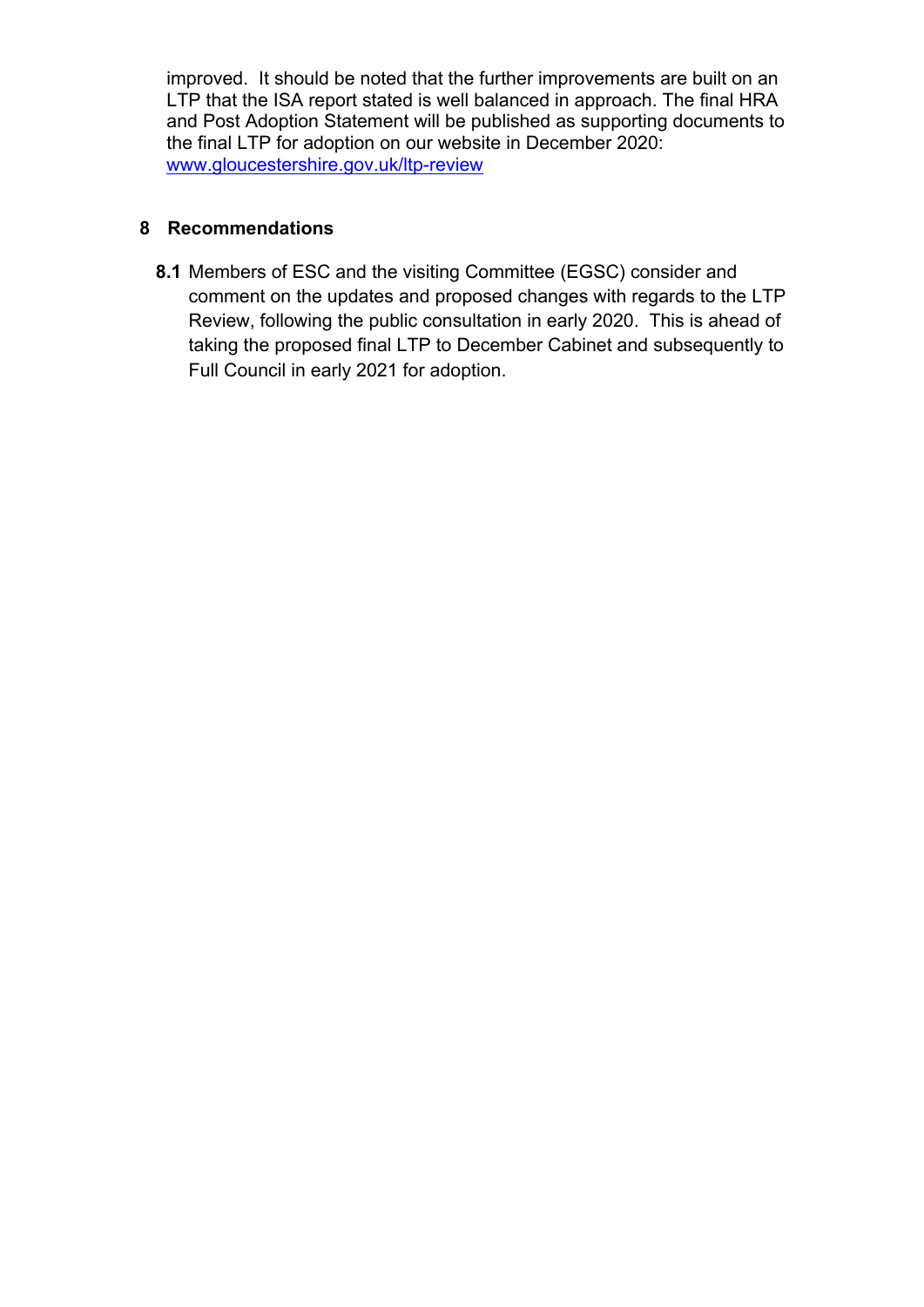improved. It should be noted that the further improvements are built on an LTP that the ISA report stated is well balanced in approach. The final HRA and Post Adoption Statement will be published as supporting documents to the final LTP for adoption on our website in December 2020: www.gloucestershire.gov.uk/ltp-review

## 8 Recommendations

**8.1** Members of ESC and the visiting Committee (EGSC) consider and comment on the updates and proposed changes with regards to the LTP Review, following the public consultation in early 2020. This is ahead of taking the proposed final LTP to December Cabinet and subsequently to Full Council in early 2021 for adoption.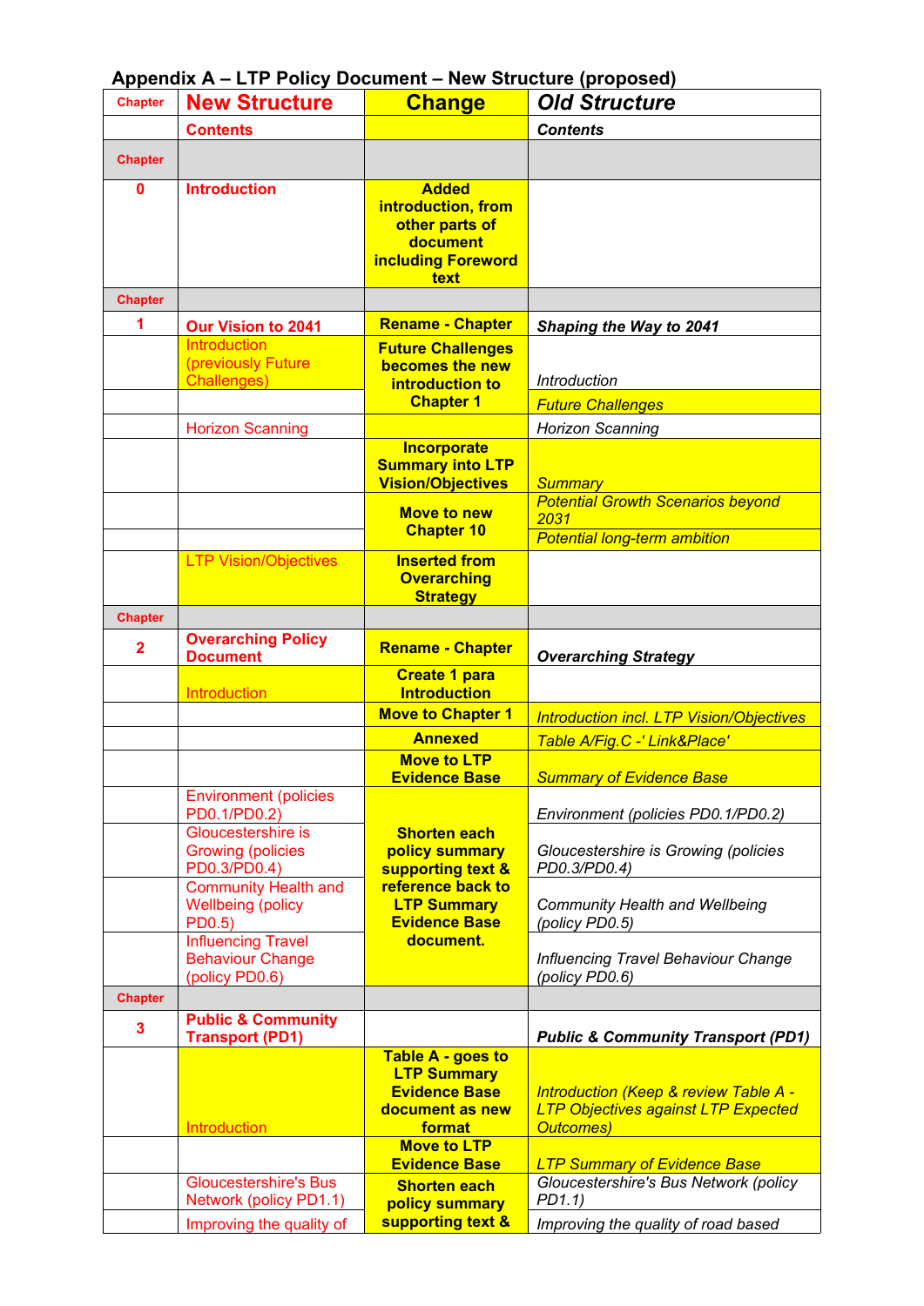## Appendix A – LTP Policy Document – New Structure (proposed)

| Chapter | New Structure | Change | Old Structure |
|---|---|---|---|
| | **Contents** | | ***Contents*** |
| **Chapter** | | | |
| **0** | **Introduction** | **Added introduction, from other parts of document including Foreword text** | |
| **Chapter** | | | |
| **1** | **Our Vision to 2041** | **Rename - Chapter** | ***Shaping the Way to 2041*** |
| | Introduction (previously Future Challenges) | **Future Challenges becomes the new introduction to Chapter 1** | *Introduction* |
| | | | *Future Challenges* |
| | Horizon Scanning | | *Horizon Scanning* |
| | | **Incorporate Summary into LTP Vision/Objectives** | *Summary* |
| | | **Move to new Chapter 10** | *Potential Growth Scenarios beyond 2031* |
| | | | *Potential long-term ambition* |
| | LTP Vision/Objectives | **Inserted from Overarching Strategy** | |
| **Chapter** | | | |
| **2** | **Overarching Policy Document** | **Rename - Chapter** | ***Overarching Strategy*** |
| | Introduction | **Create 1 para Introduction** | |
| | | **Move to Chapter 1** | *Introduction incl. LTP Vision/Objectives* |
| | | **Annexed** | *Table A/Fig.C -' Link&Place'* |
| | | **Move to LTP Evidence Base** | *Summary of Evidence Base* |
| | Environment (policies PD0.1/PD0.2) | **Shorten each policy summary supporting text & reference back to LTP Summary Evidence Base document.** | *Environment (policies PD0.1/PD0.2)* |
| | Gloucestershire is Growing (policies PD0.3/PD0.4) | | *Gloucestershire is Growing (policies PD0.3/PD0.4)* |
| | Community Health and Wellbeing (policy PD0.5) | | *Community Health and Wellbeing (policy PD0.5)* |
| | Influencing Travel Behaviour Change (policy PD0.6) | | *Influencing Travel Behaviour Change (policy PD0.6)* |
| **Chapter** | | | |
| **3** | **Public & Community Transport (PD1)** | | ***Public & Community Transport (PD1)*** |
| | Introduction | **Table A - goes to LTP Summary Evidence Base document as new format** | *Introduction (Keep & review Table A - LTP Objectives against LTP Expected Outcomes)* |
| | | **Move to LTP Evidence Base** | *LTP Summary of Evidence Base* |
| | Gloucestershire's Bus Network (policy PD1.1) | **Shorten each policy summary supporting text &** | *Gloucestershire's Bus Network (policy PD1.1)* |
| | Improving the quality of | | *Improving the quality of road based* |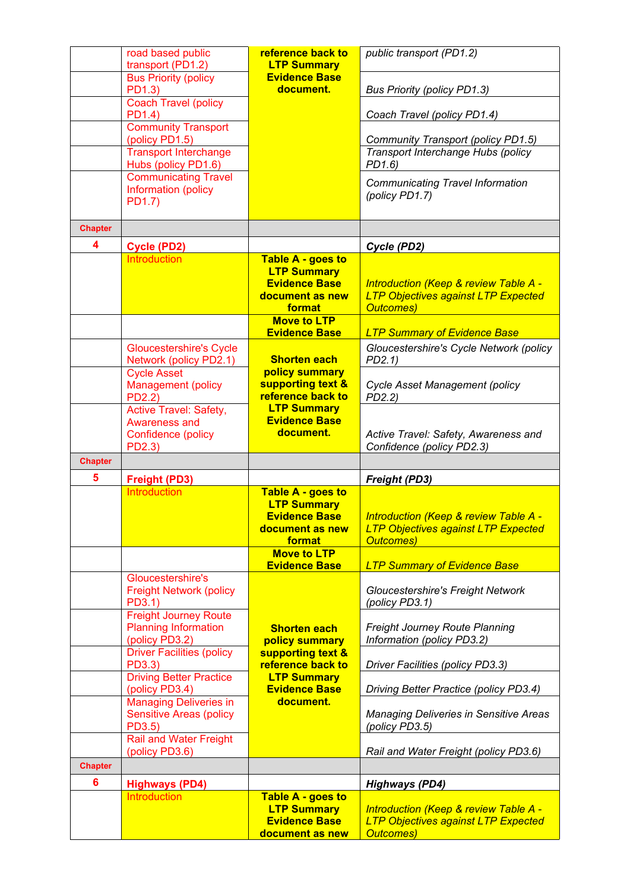| | | | |
|---|---|---|---|
| | road based public transport (PD1.2) | reference back to LTP Summary Evidence Base document. | *public transport (PD1.2)* |
| | Bus Priority (policy PD1.3) | | *Bus Priority (policy PD1.3)* |
| | Coach Travel (policy PD1.4) | | *Coach Travel (policy PD1.4)* |
| | Community Transport (policy PD1.5) | | *Community Transport (policy PD1.5)* |
| | Transport Interchange Hubs (policy PD1.6) | | *Transport Interchange Hubs (policy PD1.6)* |
| | Communicating Travel Information (policy PD1.7) | | *Communicating Travel Information (policy PD1.7)* |
| **Chapter** | | | |
| **4** | **Cycle (PD2)** | | ***Cycle (PD2)*** |
| | Introduction | **Table A - goes to LTP Summary Evidence Base document as new format** | *Introduction (Keep & review Table A - LTP Objectives against LTP Expected Outcomes)* |
| | | **Move to LTP Evidence Base** | *LTP Summary of Evidence Base* |
| | Gloucestershire's Cycle Network (policy PD2.1) | **Shorten each policy summary supporting text & reference back to LTP Summary Evidence Base document.** | *Gloucestershire's Cycle Network (policy PD2.1)* |
| | Cycle Asset Management (policy PD2.2) | | *Cycle Asset Management (policy PD2.2)* |
| | Active Travel: Safety, Awareness and Confidence (policy PD2.3) | | *Active Travel: Safety, Awareness and Confidence (policy PD2.3)* |
| **Chapter** | | | |
| **5** | **Freight (PD3)** | | ***Freight (PD3)*** |
| | Introduction | **Table A - goes to LTP Summary Evidence Base document as new format** | *Introduction (Keep & review Table A - LTP Objectives against LTP Expected Outcomes)* |
| | | **Move to LTP Evidence Base** | *LTP Summary of Evidence Base* |
| | Gloucestershire's Freight Network (policy PD3.1) | **Shorten each policy summary supporting text & reference back to LTP Summary Evidence Base document.** | *Gloucestershire's Freight Network (policy PD3.1)* |
| | Freight Journey Route Planning Information (policy PD3.2) | | *Freight Journey Route Planning Information (policy PD3.2)* |
| | Driver Facilities (policy PD3.3) | | *Driver Facilities (policy PD3.3)* |
| | Driving Better Practice (policy PD3.4) | | *Driving Better Practice (policy PD3.4)* |
| | Managing Deliveries in Sensitive Areas (policy PD3.5) | | *Managing Deliveries in Sensitive Areas (policy PD3.5)* |
| | Rail and Water Freight (policy PD3.6) | | *Rail and Water Freight (policy PD3.6)* |
| **Chapter** | | | |
| **6** | **Highways (PD4)** | | ***Highways (PD4)*** |
| | Introduction | **Table A - goes to LTP Summary Evidence Base document as new** | *Introduction (Keep & review Table A - LTP Objectives against LTP Expected Outcomes)* |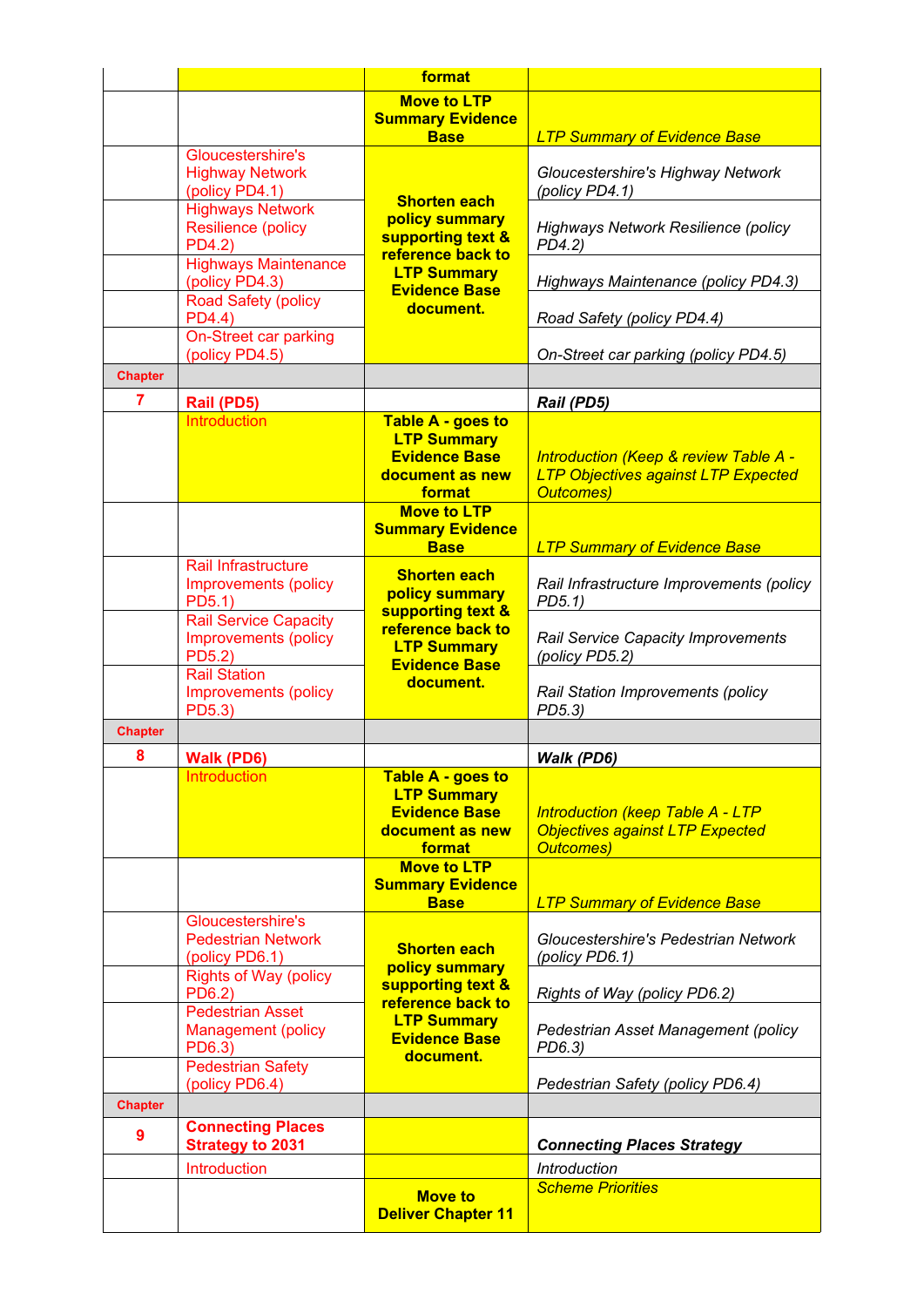| | | format | |
|---|---|---|---|
| | | **Move to LTP Summary Evidence Base** | *LTP Summary of Evidence Base* |
| | Gloucestershire's Highway Network (policy PD4.1) | **Shorten each policy summary supporting text & reference back to LTP Summary Evidence Base document.** | *Gloucestershire's Highway Network (policy PD4.1)* |
| | Highways Network Resilience (policy PD4.2) | | *Highways Network Resilience (policy PD4.2)* |
| | Highways Maintenance (policy PD4.3) | | *Highways Maintenance (policy PD4.3)* |
| | Road Safety (policy PD4.4) | | *Road Safety (policy PD4.4)* |
| | On-Street car parking (policy PD4.5) | | *On-Street car parking (policy PD4.5)* |
| **Chapter** | | | |
| **7** | **Rail (PD5)** | | ***Rail (PD5)*** |
| | Introduction | **Table A - goes to LTP Summary Evidence Base document as new format** | *Introduction (Keep & review Table A - LTP Objectives against LTP Expected Outcomes)* |
| | | **Move to LTP Summary Evidence Base** | *LTP Summary of Evidence Base* |
| | Rail Infrastructure Improvements (policy PD5.1) | **Shorten each policy summary supporting text & reference back to LTP Summary Evidence Base document.** | *Rail Infrastructure Improvements (policy PD5.1)* |
| | Rail Service Capacity Improvements (policy PD5.2) | | *Rail Service Capacity Improvements (policy PD5.2)* |
| | Rail Station Improvements (policy PD5.3) | | *Rail Station Improvements (policy PD5.3)* |
| **Chapter** | | | |
| **8** | **Walk (PD6)** | | ***Walk (PD6)*** |
| | Introduction | **Table A - goes to LTP Summary Evidence Base document as new format** | *Introduction (keep Table A - LTP Objectives against LTP Expected Outcomes)* |
| | | **Move to LTP Summary Evidence Base** | *LTP Summary of Evidence Base* |
| | Gloucestershire's Pedestrian Network (policy PD6.1) | **Shorten each policy summary supporting text & reference back to LTP Summary Evidence Base document.** | *Gloucestershire's Pedestrian Network (policy PD6.1)* |
| | Rights of Way (policy PD6.2) | | *Rights of Way (policy PD6.2)* |
| | Pedestrian Asset Management (policy PD6.3) | | *Pedestrian Asset Management (policy PD6.3)* |
| | Pedestrian Safety (policy PD6.4) | | *Pedestrian Safety (policy PD6.4)* |
| **Chapter** | | | |
| **9** | **Connecting Places Strategy to 2031** | | ***Connecting Places Strategy*** |
| | Introduction | | *Introduction* |
| | | **Move to Deliver Chapter 11** | *Scheme Priorities* |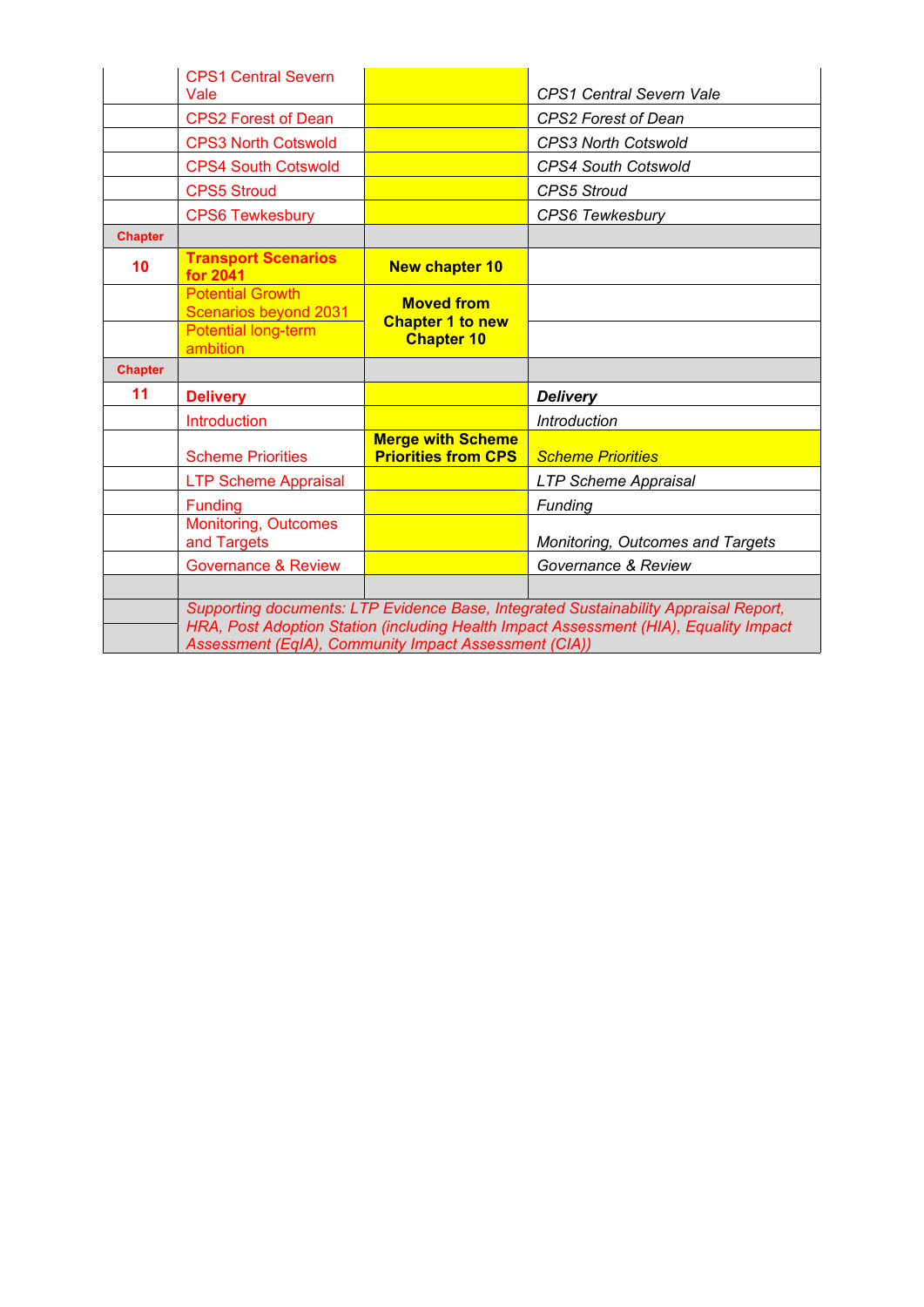| | | | |
|---|---|---|---|
| | CPS1 Central Severn Vale | | *CPS1 Central Severn Vale* |
| | CPS2 Forest of Dean | | *CPS2 Forest of Dean* |
| | CPS3 North Cotswold | | *CPS3 North Cotswold* |
| | CPS4 South Cotswold | | *CPS4 South Cotswold* |
| | CPS5 Stroud | | *CPS5 Stroud* |
| | CPS6 Tewkesbury | | *CPS6 Tewkesbury* |
| **Chapter** | | | |
| **10** | **Transport Scenarios for 2041** | **New chapter 10** | |
| | Potential Growth Scenarios beyond 2031 | **Moved from Chapter 1 to new Chapter 10** | |
| | Potential long-term ambition | | |
| **Chapter** | | | |
| **11** | **Delivery** | | ***Delivery*** |
| | Introduction | | *Introduction* |
| | Scheme Priorities | **Merge with Scheme Priorities from CPS** | *Scheme Priorities* |
| | LTP Scheme Appraisal | | *LTP Scheme Appraisal* |
| | Funding | | *Funding* |
| | Monitoring, Outcomes and Targets | | *Monitoring, Outcomes and Targets* |
| | Governance & Review | | *Governance & Review* |
| | | | |
| | *Supporting documents: LTP Evidence Base, Integrated Sustainability Appraisal Report, HRA, Post Adoption Station (including Health Impact Assessment (HIA), Equality Impact Assessment (EqIA), Community Impact Assessment (CIA))* | | |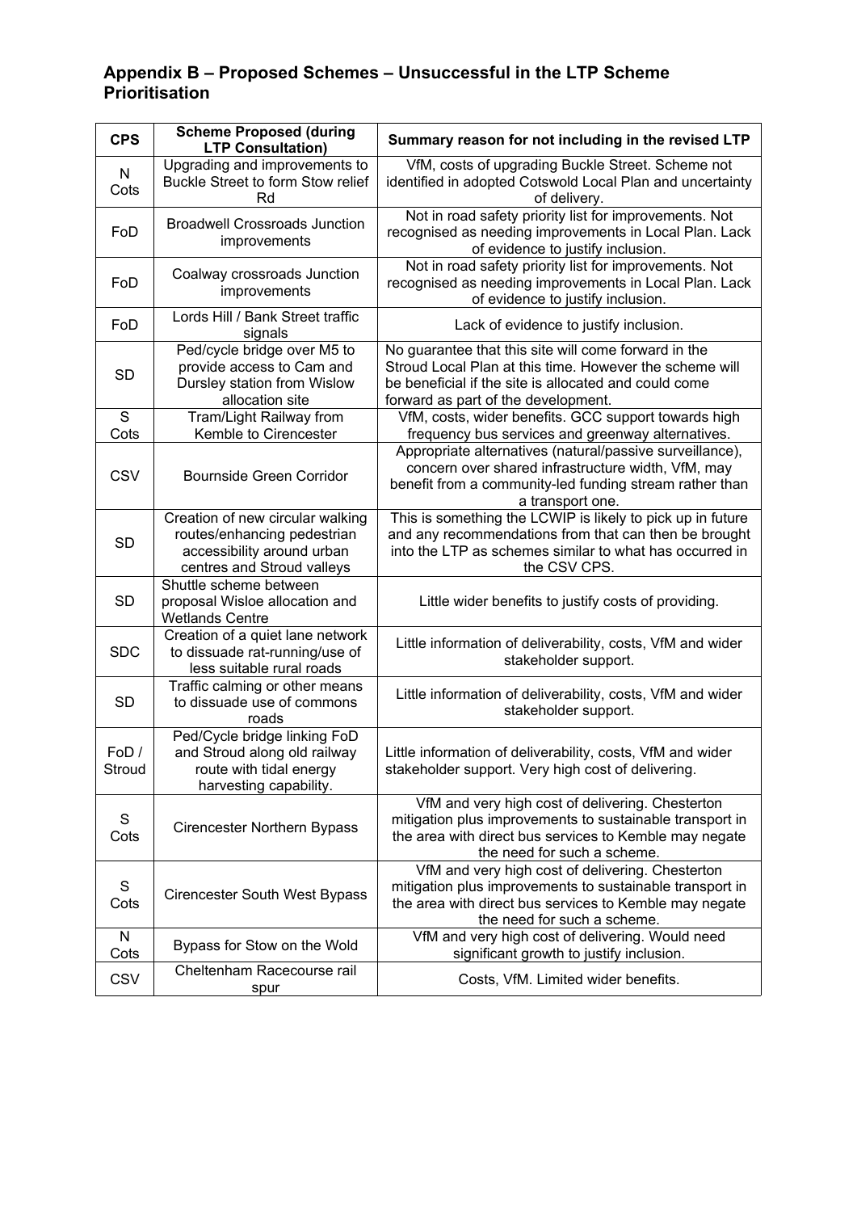## Appendix B – Proposed Schemes – Unsuccessful in the LTP Scheme Prioritisation

| CPS | Scheme Proposed (during LTP Consultation) | Summary reason for not including in the revised LTP |
|---|---|---|
| N Cots | Upgrading and improvements to Buckle Street to form Stow relief Rd | VfM, costs of upgrading Buckle Street. Scheme not identified in adopted Cotswold Local Plan and uncertainty of delivery. |
| FoD | Broadwell Crossroads Junction improvements | Not in road safety priority list for improvements. Not recognised as needing improvements in Local Plan. Lack of evidence to justify inclusion. |
| FoD | Coalway crossroads Junction improvements | Not in road safety priority list for improvements. Not recognised as needing improvements in Local Plan. Lack of evidence to justify inclusion. |
| FoD | Lords Hill / Bank Street traffic signals | Lack of evidence to justify inclusion. |
| SD | Ped/cycle bridge over M5 to provide access to Cam and Dursley station from Wislow allocation site | No guarantee that this site will come forward in the Stroud Local Plan at this time. However the scheme will be beneficial if the site is allocated and could come forward as part of the development. |
| S Cots | Tram/Light Railway from Kemble to Cirencester | VfM, costs, wider benefits. GCC support towards high frequency bus services and greenway alternatives. |
| CSV | Bournside Green Corridor | Appropriate alternatives (natural/passive surveillance), concern over shared infrastructure width, VfM, may benefit from a community-led funding stream rather than a transport one. |
| SD | Creation of new circular walking routes/enhancing pedestrian accessibility around urban centres and Stroud valleys | This is something the LCWIP is likely to pick up in future and any recommendations from that can then be brought into the LTP as schemes similar to what has occurred in the CSV CPS. |
| SD | Shuttle scheme between proposal Wisloe allocation and Wetlands Centre | Little wider benefits to justify costs of providing. |
| SDC | Creation of a quiet lane network to dissuade rat-running/use of less suitable rural roads | Little information of deliverability, costs, VfM and wider stakeholder support. |
| SD | Traffic calming or other means to dissuade use of commons roads | Little information of deliverability, costs, VfM and wider stakeholder support. |
| FoD / Stroud | Ped/Cycle bridge linking FoD and Stroud along old railway route with tidal energy harvesting capability. | Little information of deliverability, costs, VfM and wider stakeholder support. Very high cost of delivering. |
| S Cots | Cirencester Northern Bypass | VfM and very high cost of delivering. Chesterton mitigation plus improvements to sustainable transport in the area with direct bus services to Kemble may negate the need for such a scheme. |
| S Cots | Cirencester South West Bypass | VfM and very high cost of delivering. Chesterton mitigation plus improvements to sustainable transport in the area with direct bus services to Kemble may negate the need for such a scheme. |
| N Cots | Bypass for Stow on the Wold | VfM and very high cost of delivering. Would need significant growth to justify inclusion. |
| CSV | Cheltenham Racecourse rail spur | Costs, VfM. Limited wider benefits. |